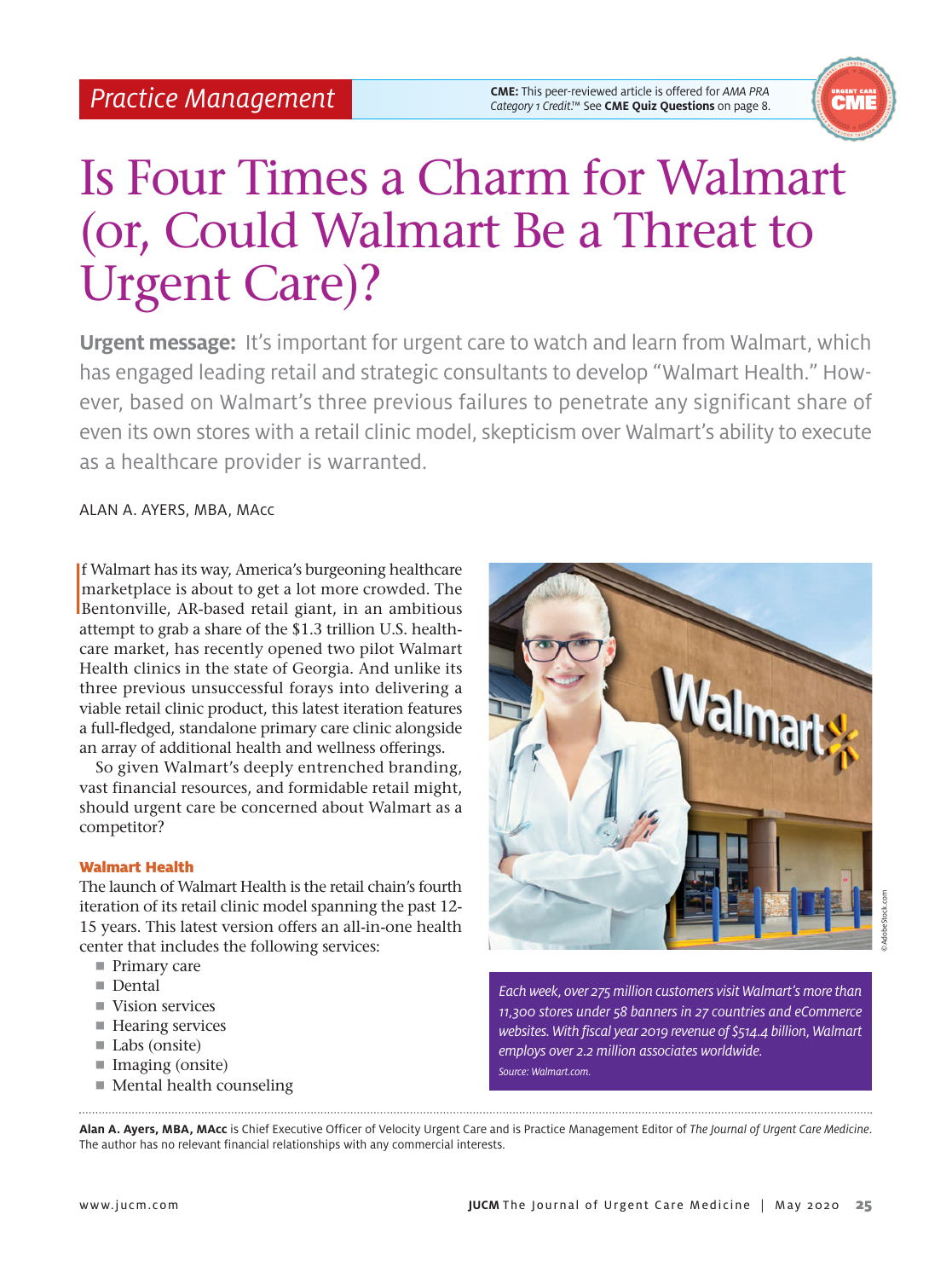Practice Management

**CME:** This peer-reviewed article is offered for *AMA PRA Category 1 Credit*.™ See **CME Quiz Questions** on page 8.

# Is Four Times a Charm for Walmart (or, Could Walmart Be a Threat to Urgent Care)?

**Urgent message:** It's important for urgent care to watch and learn from Walmart, which has engaged leading retail and strategic consultants to develop "Walmart Health." However, based on Walmart's three previous failures to penetrate any significant share of even its own stores with a retail clinic model, skepticism over Walmart's ability to execute as a healthcare provider is warranted.

ALAN A. AYERS, MBA, MAcc

If Walmart has its way, America's burgeoning healthcare marketplace is about to get a lot more crowded. The Bentonville, AR-based retail giant, in an ambitious attempt to grab a share of the $1.3 trillion U.S. healthcare market, has recently opened two pilot Walmart Health clinics in the state of Georgia. And unlike its three previous unsuccessful forays into delivering a viable retail clinic product, this latest iteration features a full-fledged, standalone primary care clinic alongside an array of additional health and wellness offerings.

So given Walmart's deeply entrenched branding, vast financial resources, and formidable retail might, should urgent care be concerned about Walmart as a competitor?

### Walmart Health

The launch of Walmart Health is the retail chain's fourth iteration of its retail clinic model spanning the past 12-15 years. This latest version offers an all-in-one health center that includes the following services:

- Primary care
- Dental
- Vision services
- Hearing services
- Labs (onsite)
- Imaging (onsite)
- Mental health counseling

*Each week, over 275 million customers visit Walmart's more than 11,300 stores under 58 banners in 27 countries and eCommerce websites. With fiscal year 2019 revenue of $514.4 billion, Walmart employs over 2.2 million associates worldwide.*
*Source: Walmart.com.*

**Alan A. Ayers, MBA, MAcc** is Chief Executive Officer of Velocity Urgent Care and is Practice Management Editor of *The Journal of Urgent Care Medicine*. The author has no relevant financial relationships with any commercial interests.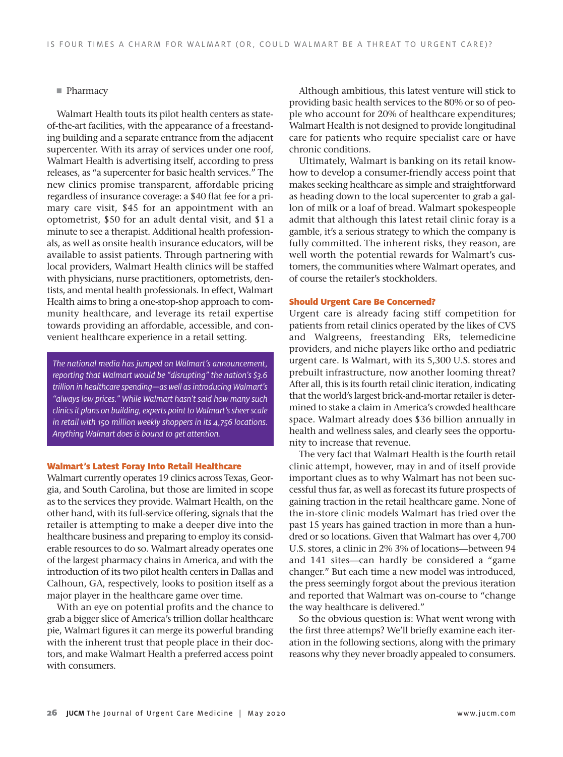- Pharmacy

Walmart Health touts its pilot health centers as state-of-the-art facilities, with the appearance of a freestanding building and a separate entrance from the adjacent supercenter. With its array of services under one roof, Walmart Health is advertising itself, according to press releases, as "a supercenter for basic health services." The new clinics promise transparent, affordable pricing regardless of insurance coverage: a $40 flat fee for a primary care visit, $45 for an appointment with an optometrist, $50 for an adult dental visit, and $1 a minute to see a therapist. Additional health professionals, as well as onsite health insurance educators, will be available to assist patients. Through partnering with local providers, Walmart Health clinics will be staffed with physicians, nurse practitioners, optometrists, dentists, and mental health professionals. In effect, Walmart Health aims to bring a one-stop-shop approach to community healthcare, and leverage its retail expertise towards providing an affordable, accessible, and convenient healthcare experience in a retail setting.

*The national media has jumped on Walmart's announcement, reporting that Walmart would be "disrupting" the nation's $3.6 trillion in healthcare spending—as well as introducing Walmart's "always low prices." While Walmart hasn't said how many such clinics it plans on building, experts point to Walmart's sheer scale in retail with 150 million weekly shoppers in its 4,756 locations. Anything Walmart does is bound to get attention.*

## Walmart's Latest Foray Into Retail Healthcare

Walmart currently operates 19 clinics across Texas, Georgia, and South Carolina, but those are limited in scope as to the services they provide. Walmart Health, on the other hand, with its full-service offering, signals that the retailer is attempting to make a deeper dive into the healthcare business and preparing to employ its considerable resources to do so. Walmart already operates one of the largest pharmacy chains in America, and with the introduction of its two pilot health centers in Dallas and Calhoun, GA, respectively, looks to position itself as a major player in the healthcare game over time.

With an eye on potential profits and the chance to grab a bigger slice of America's trillion dollar healthcare pie, Walmart figures it can merge its powerful branding with the inherent trust that people place in their doctors, and make Walmart Health a preferred access point with consumers.

Although ambitious, this latest venture will stick to providing basic health services to the 80% or so of people who account for 20% of healthcare expenditures; Walmart Health is not designed to provide longitudinal care for patients who require specialist care or have chronic conditions.

Ultimately, Walmart is banking on its retail know-how to develop a consumer-friendly access point that makes seeking healthcare as simple and straightforward as heading down to the local supercenter to grab a gallon of milk or a loaf of bread. Walmart spokespeople admit that although this latest retail clinic foray is a gamble, it's a serious strategy to which the company is fully committed. The inherent risks, they reason, are well worth the potential rewards for Walmart's customers, the communities where Walmart operates, and of course the retailer's stockholders.

## Should Urgent Care Be Concerned?

Urgent care is already facing stiff competition for patients from retail clinics operated by the likes of CVS and Walgreens, freestanding ERs, telemedicine providers, and niche players like ortho and pediatric urgent care. Is Walmart, with its 5,300 U.S. stores and prebuilt infrastructure, now another looming threat? After all, this is its fourth retail clinic iteration, indicating that the world's largest brick-and-mortar retailer is determined to stake a claim in America's crowded healthcare space. Walmart already does $36 billion annually in health and wellness sales, and clearly sees the opportunity to increase that revenue.

The very fact that Walmart Health is the fourth retail clinic attempt, however, may in and of itself provide important clues as to why Walmart has not been successful thus far, as well as forecast its future prospects of gaining traction in the retail healthcare game. None of the in-store clinic models Walmart has tried over the past 15 years has gained traction in more than a hundred or so locations. Given that Walmart has over 4,700 U.S. stores, a clinic in 2% 3% of locations—between 94 and 141 sites—can hardly be considered a "game changer." But each time a new model was introduced, the press seemingly forgot about the previous iteration and reported that Walmart was on-course to "change the way healthcare is delivered."

So the obvious question is: What went wrong with the first three attemps? We'll briefly examine each iteration in the following sections, along with the primary reasons why they never broadly appealed to consumers.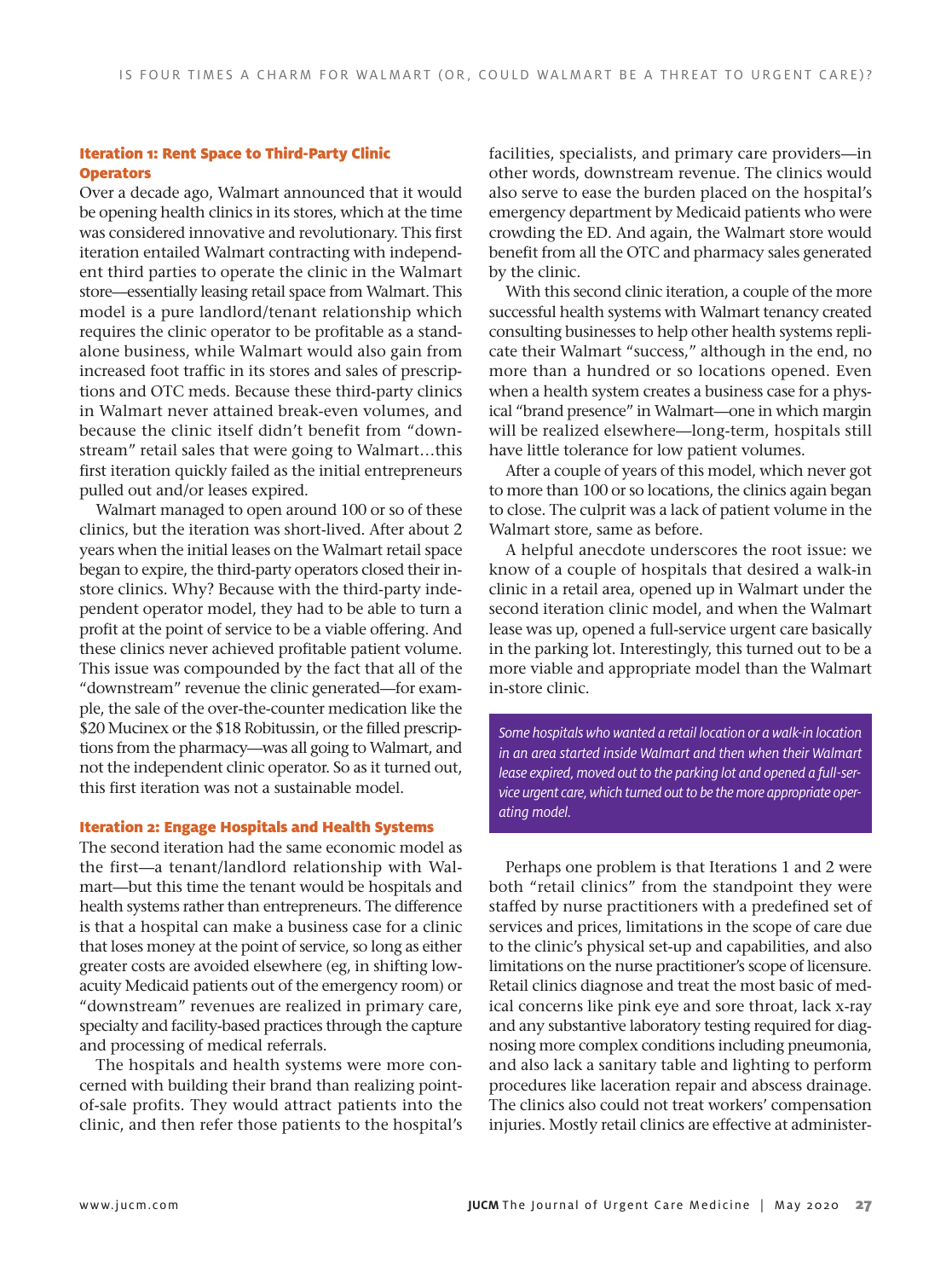### Iteration 1: Rent Space to Third-Party Clinic Operators

Over a decade ago, Walmart announced that it would be opening health clinics in its stores, which at the time was considered innovative and revolutionary. This first iteration entailed Walmart contracting with independent third parties to operate the clinic in the Walmart store—essentially leasing retail space from Walmart. This model is a pure landlord/tenant relationship which requires the clinic operator to be profitable as a standalone business, while Walmart would also gain from increased foot traffic in its stores and sales of prescriptions and OTC meds. Because these third-party clinics in Walmart never attained break-even volumes, and because the clinic itself didn't benefit from "downstream" retail sales that were going to Walmart…this first iteration quickly failed as the initial entrepreneurs pulled out and/or leases expired.

Walmart managed to open around 100 or so of these clinics, but the iteration was short-lived. After about 2 years when the initial leases on the Walmart retail space began to expire, the third-party operators closed their in-store clinics. Why? Because with the third-party independent operator model, they had to be able to turn a profit at the point of service to be a viable offering. And these clinics never achieved profitable patient volume. This issue was compounded by the fact that all of the "downstream" revenue the clinic generated—for example, the sale of the over-the-counter medication like the $20 Mucinex or the $18 Robitussin, or the filled prescriptions from the pharmacy—was all going to Walmart, and not the independent clinic operator. So as it turned out, this first iteration was not a sustainable model.

### Iteration 2: Engage Hospitals and Health Systems

The second iteration had the same economic model as the first—a tenant/landlord relationship with Walmart—but this time the tenant would be hospitals and health systems rather than entrepreneurs. The difference is that a hospital can make a business case for a clinic that loses money at the point of service, so long as either greater costs are avoided elsewhere (eg, in shifting low-acuity Medicaid patients out of the emergency room) or "downstream" revenues are realized in primary care, specialty and facility-based practices through the capture and processing of medical referrals.

The hospitals and health systems were more concerned with building their brand than realizing point-of-sale profits. They would attract patients into the clinic, and then refer those patients to the hospital's facilities, specialists, and primary care providers—in other words, downstream revenue. The clinics would also serve to ease the burden placed on the hospital's emergency department by Medicaid patients who were crowding the ED. And again, the Walmart store would benefit from all the OTC and pharmacy sales generated by the clinic.

With this second clinic iteration, a couple of the more successful health systems with Walmart tenancy created consulting businesses to help other health systems replicate their Walmart "success," although in the end, no more than a hundred or so locations opened. Even when a health system creates a business case for a physical "brand presence" in Walmart—one in which margin will be realized elsewhere—long-term, hospitals still have little tolerance for low patient volumes.

After a couple of years of this model, which never got to more than 100 or so locations, the clinics again began to close. The culprit was a lack of patient volume in the Walmart store, same as before.

A helpful anecdote underscores the root issue: we know of a couple of hospitals that desired a walk-in clinic in a retail area, opened up in Walmart under the second iteration clinic model, and when the Walmart lease was up, opened a full-service urgent care basically in the parking lot. Interestingly, this turned out to be a more viable and appropriate model than the Walmart in-store clinic.

> *Some hospitals who wanted a retail location or a walk-in location in an area started inside Walmart and then when their Walmart lease expired, moved out to the parking lot and opened a full-service urgent care, which turned out to be the more appropriate operating model.*

Perhaps one problem is that Iterations 1 and 2 were both "retail clinics" from the standpoint they were staffed by nurse practitioners with a predefined set of services and prices, limitations in the scope of care due to the clinic's physical set-up and capabilities, and also limitations on the nurse practitioner's scope of licensure. Retail clinics diagnose and treat the most basic of medical concerns like pink eye and sore throat, lack x-ray and any substantive laboratory testing required for diagnosing more complex conditions including pneumonia, and also lack a sanitary table and lighting to perform procedures like laceration repair and abscess drainage. The clinics also could not treat workers' compensation injuries. Mostly retail clinics are effective at administer-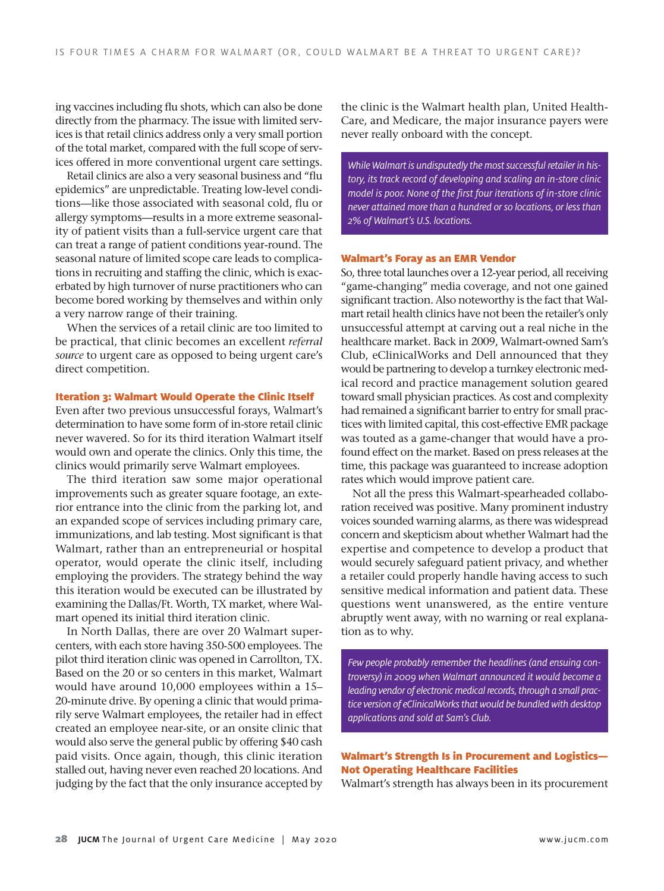ing vaccines including flu shots, which can also be done directly from the pharmacy. The issue with limited services is that retail clinics address only a very small portion of the total market, compared with the full scope of services offered in more conventional urgent care settings.

Retail clinics are also a very seasonal business and "flu epidemics" are unpredictable. Treating low-level conditions—like those associated with seasonal cold, flu or allergy symptoms—results in a more extreme seasonality of patient visits than a full-service urgent care that can treat a range of patient conditions year-round. The seasonal nature of limited scope care leads to complications in recruiting and staffing the clinic, which is exacerbated by high turnover of nurse practitioners who can become bored working by themselves and within only a very narrow range of their training.

When the services of a retail clinic are too limited to be practical, that clinic becomes an excellent *referral source* to urgent care as opposed to being urgent care's direct competition.

### Iteration 3: Walmart Would Operate the Clinic Itself

Even after two previous unsuccessful forays, Walmart's determination to have some form of in-store retail clinic never wavered. So for its third iteration Walmart itself would own and operate the clinics. Only this time, the clinics would primarily serve Walmart employees.

The third iteration saw some major operational improvements such as greater square footage, an exterior entrance into the clinic from the parking lot, and an expanded scope of services including primary care, immunizations, and lab testing. Most significant is that Walmart, rather than an entrepreneurial or hospital operator, would operate the clinic itself, including employing the providers. The strategy behind the way this iteration would be executed can be illustrated by examining the Dallas/Ft. Worth, TX market, where Walmart opened its initial third iteration clinic.

In North Dallas, there are over 20 Walmart supercenters, with each store having 350-500 employees. The pilot third iteration clinic was opened in Carrollton, TX. Based on the 20 or so centers in this market, Walmart would have around 10,000 employees within a 15–20-minute drive. By opening a clinic that would primarily serve Walmart employees, the retailer had in effect created an employee near-site, or an onsite clinic that would also serve the general public by offering $40 cash paid visits. Once again, though, this clinic iteration stalled out, having never even reached 20 locations. And judging by the fact that the only insurance accepted by the clinic is the Walmart health plan, United HealthCare, and Medicare, the major insurance payers were never really onboard with the concept.

> *While Walmart is undisputedly the most successful retailer in history, its track record of developing and scaling an in-store clinic model is poor. None of the first four iterations of in-store clinic never attained more than a hundred or so locations, or less than 2% of Walmart's U.S. locations.*

### Walmart's Foray as an EMR Vendor

So, three total launches over a 12-year period, all receiving "game-changing" media coverage, and not one gained significant traction. Also noteworthy is the fact that Walmart retail health clinics have not been the retailer's only unsuccessful attempt at carving out a real niche in the healthcare market. Back in 2009, Walmart-owned Sam's Club, eClinicalWorks and Dell announced that they would be partnering to develop a turnkey electronic medical record and practice management solution geared toward small physician practices. As cost and complexity had remained a significant barrier to entry for small practices with limited capital, this cost-effective EMR package was touted as a game-changer that would have a profound effect on the market. Based on press releases at the time, this package was guaranteed to increase adoption rates which would improve patient care.

Not all the press this Walmart-spearheaded collaboration received was positive. Many prominent industry voices sounded warning alarms, as there was widespread concern and skepticism about whether Walmart had the expertise and competence to develop a product that would securely safeguard patient privacy, and whether a retailer could properly handle having access to such sensitive medical information and patient data. These questions went unanswered, as the entire venture abruptly went away, with no warning or real explanation as to why.

> *Few people probably remember the headlines (and ensuing controversy) in 2009 when Walmart announced it would become a leading vendor of electronic medical records, through a small practice version of eClinicalWorks that would be bundled with desktop applications and sold at Sam's Club.*

### Walmart's Strength Is in Procurement and Logistics—Not Operating Healthcare Facilities

Walmart's strength has always been in its procurement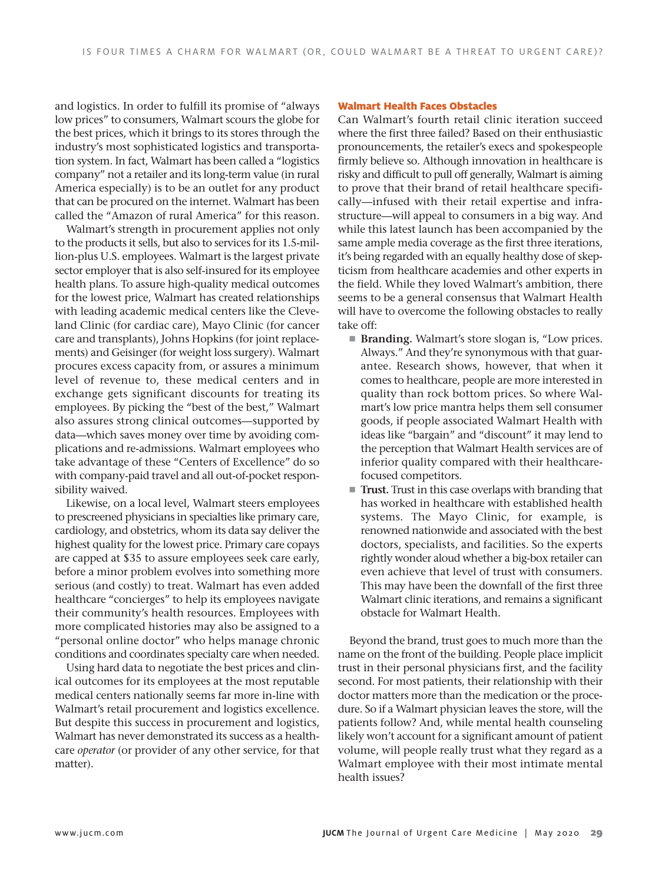and logistics. In order to fulfill its promise of "always low prices" to consumers, Walmart scours the globe for the best prices, which it brings to its stores through the industry's most sophisticated logistics and transportation system. In fact, Walmart has been called a "logistics company" not a retailer and its long-term value (in rural America especially) is to be an outlet for any product that can be procured on the internet. Walmart has been called the "Amazon of rural America" for this reason.

Walmart's strength in procurement applies not only to the products it sells, but also to services for its 1.5-million-plus U.S. employees. Walmart is the largest private sector employer that is also self-insured for its employee health plans. To assure high-quality medical outcomes for the lowest price, Walmart has created relationships with leading academic medical centers like the Cleveland Clinic (for cardiac care), Mayo Clinic (for cancer care and transplants), Johns Hopkins (for joint replacements) and Geisinger (for weight loss surgery). Walmart procures excess capacity from, or assures a minimum level of revenue to, these medical centers and in exchange gets significant discounts for treating its employees. By picking the "best of the best," Walmart also assures strong clinical outcomes—supported by data—which saves money over time by avoiding complications and re-admissions. Walmart employees who take advantage of these "Centers of Excellence" do so with company-paid travel and all out-of-pocket responsibility waived.

Likewise, on a local level, Walmart steers employees to prescreened physicians in specialties like primary care, cardiology, and obstetrics, whom its data say deliver the highest quality for the lowest price. Primary care copays are capped at $35 to assure employees seek care early, before a minor problem evolves into something more serious (and costly) to treat. Walmart has even added healthcare "concierges" to help its employees navigate their community's health resources. Employees with more complicated histories may also be assigned to a "personal online doctor" who helps manage chronic conditions and coordinates specialty care when needed.

Using hard data to negotiate the best prices and clinical outcomes for its employees at the most reputable medical centers nationally seems far more in-line with Walmart's retail procurement and logistics excellence. But despite this success in procurement and logistics, Walmart has never demonstrated its success as a healthcare *operator* (or provider of any other service, for that matter).

### Walmart Health Faces Obstacles

Can Walmart's fourth retail clinic iteration succeed where the first three failed? Based on their enthusiastic pronouncements, the retailer's execs and spokespeople firmly believe so. Although innovation in healthcare is risky and difficult to pull off generally, Walmart is aiming to prove that their brand of retail healthcare specifically—infused with their retail expertise and infrastructure—will appeal to consumers in a big way. And while this latest launch has been accompanied by the same ample media coverage as the first three iterations, it's being regarded with an equally healthy dose of skepticism from healthcare academies and other experts in the field. While they loved Walmart's ambition, there seems to be a general consensus that Walmart Health will have to overcome the following obstacles to really take off:

- **Branding.** Walmart's store slogan is, "Low prices. Always." And they're synonymous with that guarantee. Research shows, however, that when it comes to healthcare, people are more interested in quality than rock bottom prices. So where Walmart's low price mantra helps them sell consumer goods, if people associated Walmart Health with ideas like "bargain" and "discount" it may lend to the perception that Walmart Health services are of inferior quality compared with their healthcare-focused competitors.
- **Trust.** Trust in this case overlaps with branding that has worked in healthcare with established health systems. The Mayo Clinic, for example, is renowned nationwide and associated with the best doctors, specialists, and facilities. So the experts rightly wonder aloud whether a big-box retailer can even achieve that level of trust with consumers. This may have been the downfall of the first three Walmart clinic iterations, and remains a significant obstacle for Walmart Health.

Beyond the brand, trust goes to much more than the name on the front of the building. People place implicit trust in their personal physicians first, and the facility second. For most patients, their relationship with their doctor matters more than the medication or the procedure. So if a Walmart physician leaves the store, will the patients follow? And, while mental health counseling likely won't account for a significant amount of patient volume, will people really trust what they regard as a Walmart employee with their most intimate mental health issues?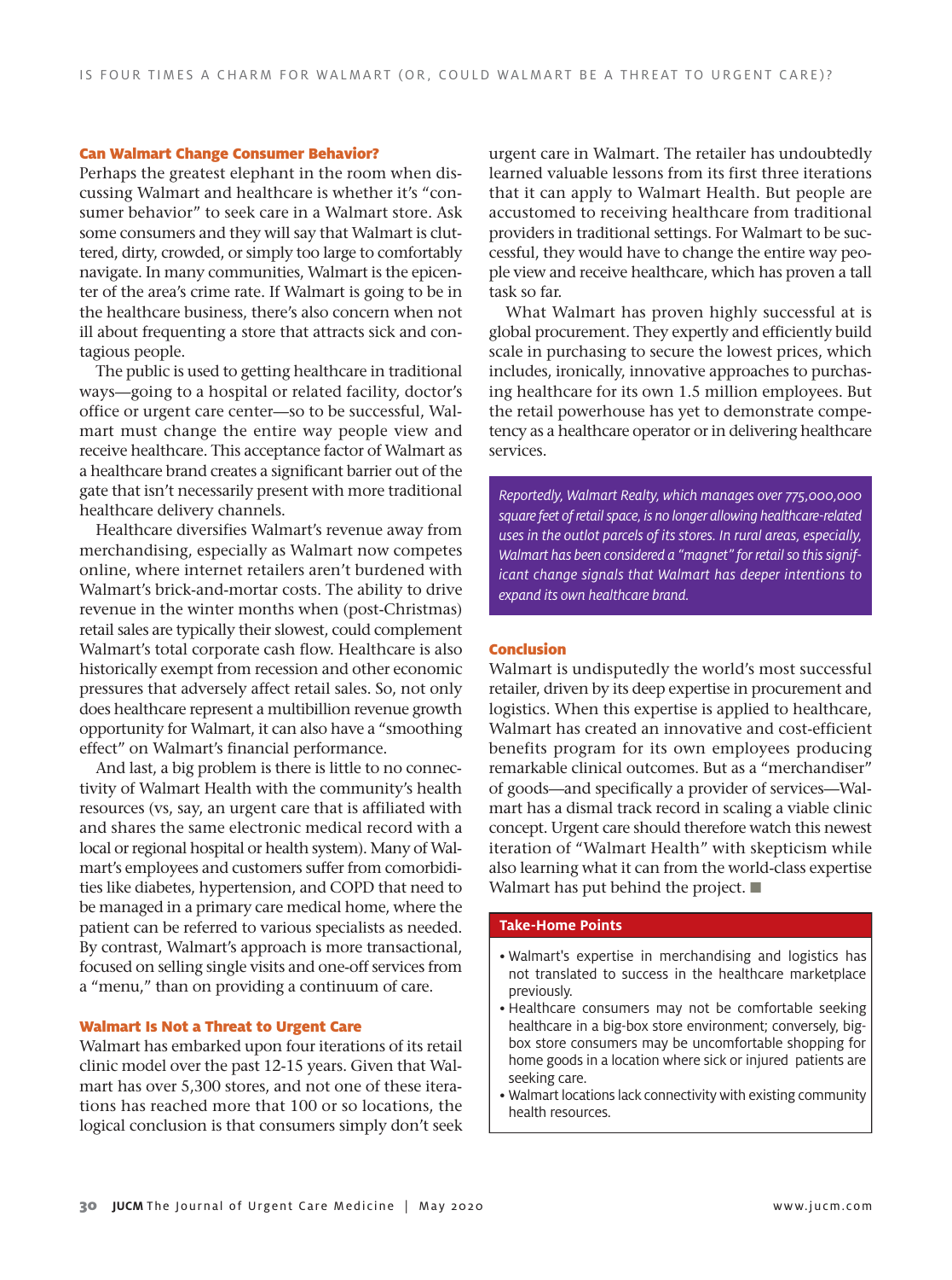## Can Walmart Change Consumer Behavior?

Perhaps the greatest elephant in the room when discussing Walmart and healthcare is whether it's "consumer behavior" to seek care in a Walmart store. Ask some consumers and they will say that Walmart is cluttered, dirty, crowded, or simply too large to comfortably navigate. In many communities, Walmart is the epicenter of the area's crime rate. If Walmart is going to be in the healthcare business, there's also concern when not ill about frequenting a store that attracts sick and contagious people.

The public is used to getting healthcare in traditional ways—going to a hospital or related facility, doctor's office or urgent care center—so to be successful, Walmart must change the entire way people view and receive healthcare. This acceptance factor of Walmart as a healthcare brand creates a significant barrier out of the gate that isn't necessarily present with more traditional healthcare delivery channels.

Healthcare diversifies Walmart's revenue away from merchandising, especially as Walmart now competes online, where internet retailers aren't burdened with Walmart's brick-and-mortar costs. The ability to drive revenue in the winter months when (post-Christmas) retail sales are typically their slowest, could complement Walmart's total corporate cash flow. Healthcare is also historically exempt from recession and other economic pressures that adversely affect retail sales. So, not only does healthcare represent a multibillion revenue growth opportunity for Walmart, it can also have a "smoothing effect" on Walmart's financial performance.

And last, a big problem is there is little to no connectivity of Walmart Health with the community's health resources (vs, say, an urgent care that is affiliated with and shares the same electronic medical record with a local or regional hospital or health system). Many of Walmart's employees and customers suffer from comorbidities like diabetes, hypertension, and COPD that need to be managed in a primary care medical home, where the patient can be referred to various specialists as needed. By contrast, Walmart's approach is more transactional, focused on selling single visits and one-off services from a "menu," than on providing a continuum of care.

## Walmart Is Not a Threat to Urgent Care

Walmart has embarked upon four iterations of its retail clinic model over the past 12-15 years. Given that Walmart has over 5,300 stores, and not one of these iterations has reached more that 100 or so locations, the logical conclusion is that consumers simply don't seek urgent care in Walmart. The retailer has undoubtedly learned valuable lessons from its first three iterations that it can apply to Walmart Health. But people are accustomed to receiving healthcare from traditional providers in traditional settings. For Walmart to be successful, they would have to change the entire way people view and receive healthcare, which has proven a tall task so far.

What Walmart has proven highly successful at is global procurement. They expertly and efficiently build scale in purchasing to secure the lowest prices, which includes, ironically, innovative approaches to purchasing healthcare for its own 1.5 million employees. But the retail powerhouse has yet to demonstrate competency as a healthcare operator or in delivering healthcare services.

*Reportedly, Walmart Realty, which manages over 775,000,000 square feet of retail space, is no longer allowing healthcare-related uses in the outlot parcels of its stores. In rural areas, especially, Walmart has been considered a "magnet" for retail so this significant change signals that Walmart has deeper intentions to expand its own healthcare brand.*

## Conclusion

Walmart is undisputedly the world's most successful retailer, driven by its deep expertise in procurement and logistics. When this expertise is applied to healthcare, Walmart has created an innovative and cost-efficient benefits program for its own employees producing remarkable clinical outcomes. But as a "merchandiser" of goods—and specifically a provider of services—Walmart has a dismal track record in scaling a viable clinic concept. Urgent care should therefore watch this newest iteration of "Walmart Health" with skepticism while also learning what it can from the world-class expertise Walmart has put behind the project. ■

### Take-Home Points

- Walmart's expertise in merchandising and logistics has not translated to success in the healthcare marketplace previously.
- Healthcare consumers may not be comfortable seeking healthcare in a big-box store environment; conversely, big-box store consumers may be uncomfortable shopping for home goods in a location where sick or injured patients are seeking care.
- Walmart locations lack connectivity with existing community health resources.